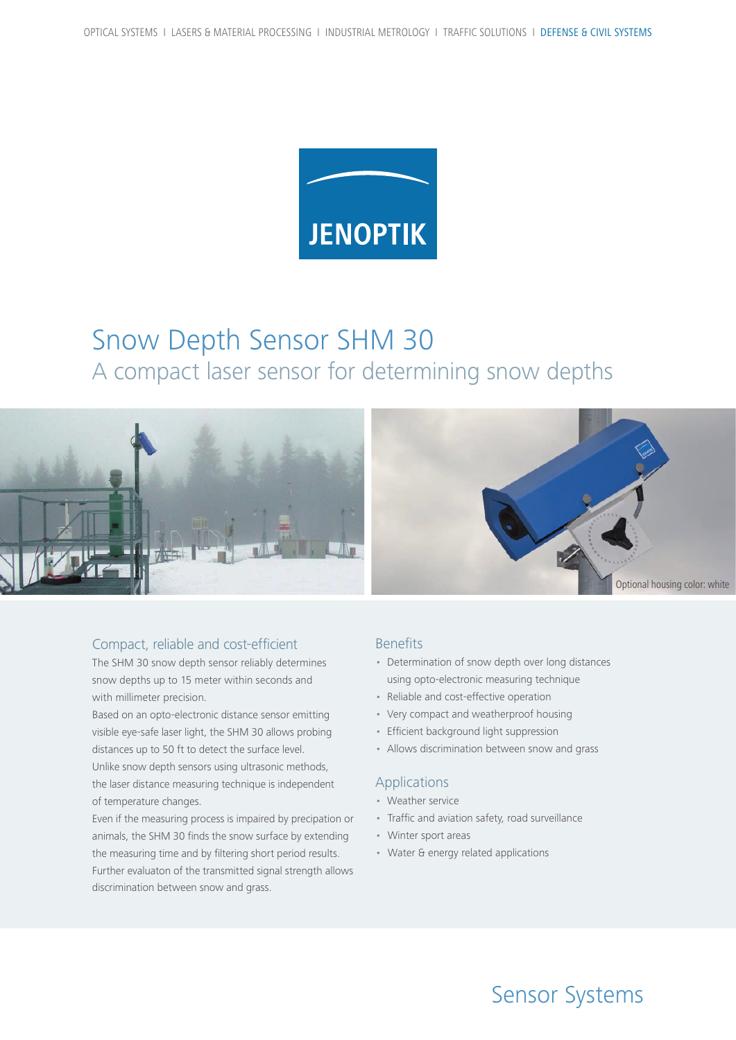OPTICAL SYSTEMS | LASERS & MATERIAL PROCESSING | INDUSTRIAL METROLOGY | TRAFFIC SOLUTIONS | DEFENSE & CIVIL SYSTEMS

JENOPTIK

# Snow Depth Sensor SHM 30

## A compact laser sensor for determining snow depths

Optional housing color: white

### Compact, reliable and cost-efficient

The SHM 30 snow depth sensor reliably determines snow depths up to 15 meter within seconds and with millimeter precision.

Based on an opto-electronic distance sensor emitting visible eye-safe laser light, the SHM 30 allows probing distances up to 50 ft to detect the surface level.

Unlike snow depth sensors using ultrasonic methods, the laser distance measuring technique is independent of temperature changes.

Even if the measuring process is impaired by precipation or animals, the SHM 30 finds the snow surface by extending the measuring time and by filtering short period results. Further evaluaton of the transmitted signal strength allows discrimination between snow and grass.

### Benefits

- Determination of snow depth over long distances using opto-electronic measuring technique
- Reliable and cost-effective operation
- Very compact and weatherproof housing
- Efficient background light suppression
- Allows discrimination between snow and grass

### Applications

- Weather service
- Traffic and aviation safety, road surveillance
- Winter sport areas
- Water & energy related applications

Sensor Systems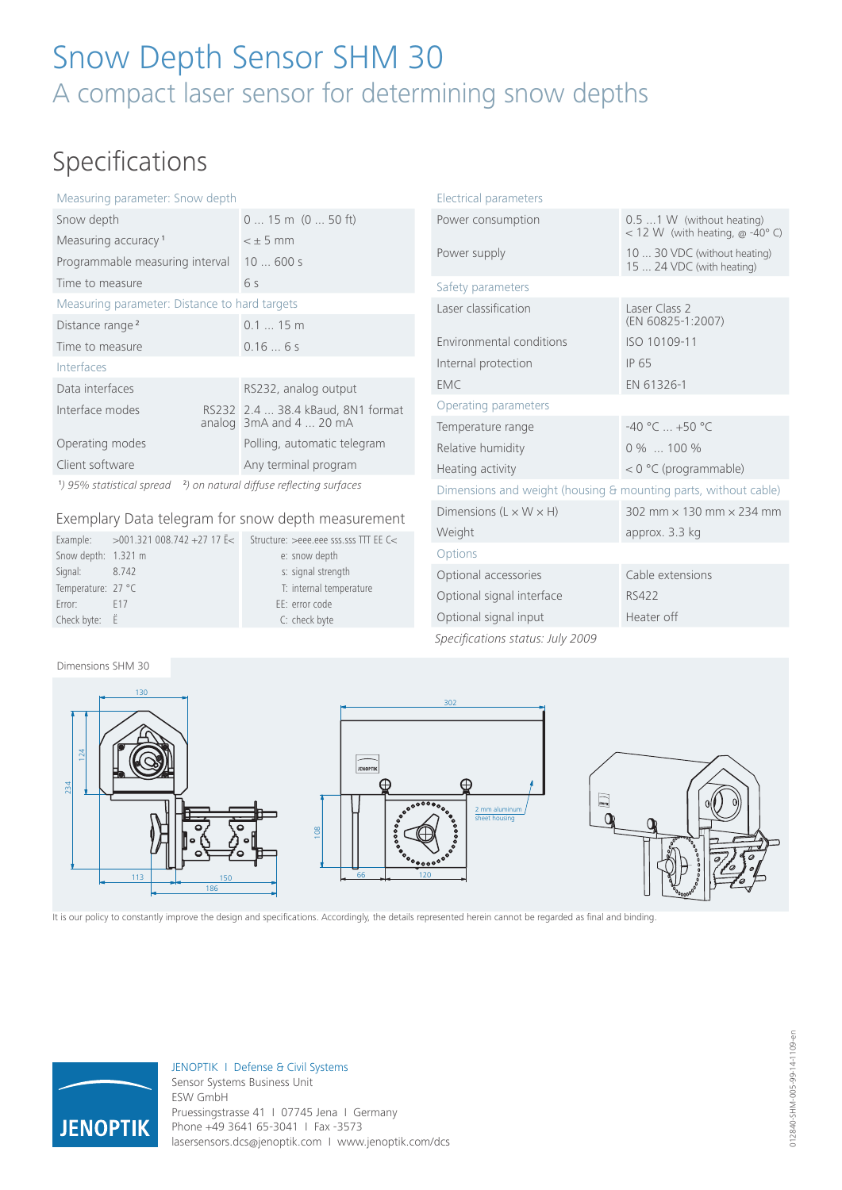# Snow Depth Sensor SHM 30

## A compact laser sensor for determining snow depths

## Specifications

| Measuring parameter: Snow depth | |
|---|---|
| Snow depth | 0 ... 15 m (0 ... 50 ft) |
| Measuring accuracy [1] | < ± 5 mm |
| Programmable measuring interval | 10 ... 600 s |
| Time to measure | 6 s |
| **Measuring parameter: Distance to hard targets** | |
| Distance range [2] | 0.1 ... 15 m |
| Time to measure | 0.16 ... 6 s |
| **Interfaces** | |
| Data interfaces | RS232, analog output |
| Interface modes | RS232: 2.4 ... 38.4 kBaud, 8N1 format; analog: 3mA and 4 ... 20 mA |
| Operating modes | Polling, automatic telegram |
| Client software | Any terminal program |

[1]) 95% statistical spread  [2]) on natural diffuse reflecting surfaces

### Exemplary Data telegram for snow depth measurement

| | | |
|---|---|---|
| Example: | >001.321 008.742 +27 17 Ë< | Structure: >eee.eee sss.sss TTT EE C< |
| Snow depth: | 1.321 m | e: snow depth |
| Signal: | 8.742 | s: signal strength |
| Temperature: | 27 °C | T: internal temperature |
| Error: | E17 | EE: error code |
| Check byte: | Ë | C: check byte |

| Electrical parameters | |
|---|---|
| Power consumption | 0.5 ...1 W (without heating); < 12 W (with heating, @ -40° C) |
| Power supply | 10 ... 30 VDC (without heating); 15 ... 24 VDC (with heating) |
| **Safety parameters** | |
| Laser classification | Laser Class 2 (EN 60825-1:2007) |
| Environmental conditions | ISO 10109-11 |
| Internal protection | IP 65 |
| EMC | EN 61326-1 |
| **Operating parameters** | |
| Temperature range | -40 °C ... +50 °C |
| Relative humidity | 0 % ... 100 % |
| Heating activity | < 0 °C (programmable) |
| **Dimensions and weight (housing & mounting parts, without cable)** | |
| Dimensions (L × W × H) | 302 mm × 130 mm × 234 mm |
| Weight | approx. 3.3 kg |
| **Options** | |
| Optional accessories | Cable extensions |
| Optional signal interface | RS422 |
| Optional signal input | Heater off |

*Specifications status: July 2009*

Dimensions SHM 30

130
124
234
113
150
186
302
108
66
120
2 mm aluminum sheet housing

It is our policy to constantly improve the design and specifications. Accordingly, the details represented herein cannot be regarded as final and binding.

JENOPTIK I Defense & Civil Systems
Sensor Systems Business Unit
ESW GmbH
Pruessingstrasse 41 I 07745 Jena I Germany
Phone +49 3641 65-3041 I Fax -3573
lasersensors.dcs@jenoptik.com I www.jenoptik.com/dcs

012840-SHM-005-99-14-1109-en